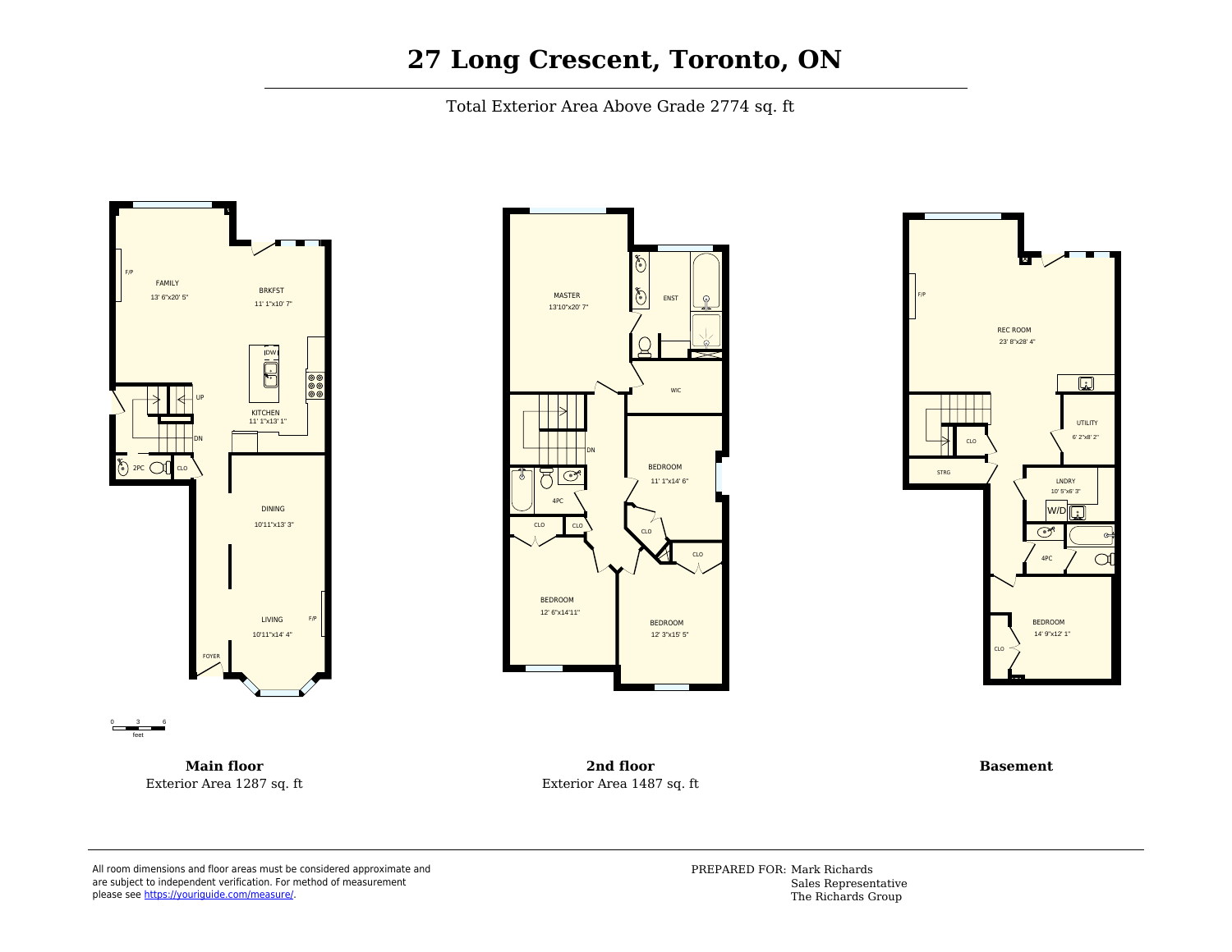# 27 Long Crescent, Toronto, ON

Total Exterior Area Above Grade 2774 sq. ft

FAMILY
13' 6"x20' 5"

F/P

BRKFST
11' 1"x10' 7"

DW

UP

KITCHEN
11' 1"x13' 1"

DN

2PC

CLO

DINING
10'11"x13' 3"

LIVING
10'11"x14' 4"

F/P

FOYER

0 3 6
feet

**Main floor**
Exterior Area 1287 sq. ft

MASTER
13'10"x20' 7"

ENST

WIC

DN

BEDROOM
11' 1"x14' 6"

4PC

CLO

CLO

CLO

CLO

BEDROOM
12' 6"x14'11"

BEDROOM
12' 3"x15' 5"

**2nd floor**
Exterior Area 1487 sq. ft

F/P

REC ROOM
23' 8"x28' 4"

UTILITY
6' 2"x8' 2"

CLO

STRG

LNDRY
10' 5"x6' 3"

W/D

4PC

BEDROOM
14' 9"x12' 1"

CLO

**Basement**

All room dimensions and floor areas must be considered approximate and are subject to independent verification. For method of measurement please see [https://youriguide.com/measure/](https://youriguide.com/measure/).

PREPARED FOR: Mark Richards
Sales Representative
The Richards Group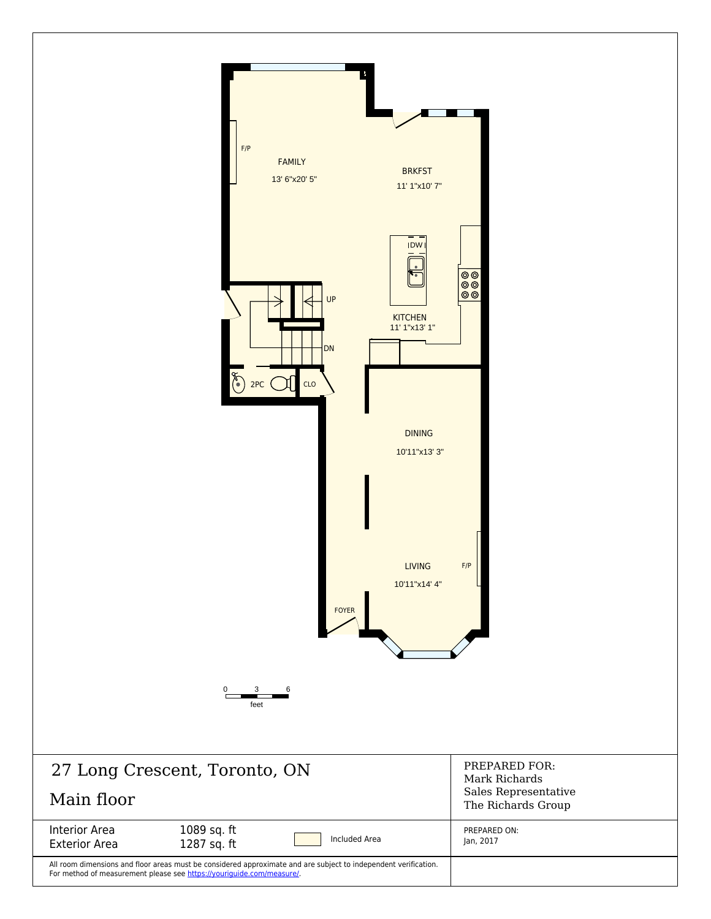FAMILY
13' 6"x20' 5"

F/P

BRKFST
11' 1"x10' 7"

DW

UP

DN

KITCHEN
11' 1"x13' 1"

2PC

CLO

DINING
10'11"x13' 3"

LIVING
10'11"x14' 4"

F/P

FOYER

0 3 6
feet

# 27 Long Crescent, Toronto, ON

## Main floor

PREPARED FOR:
Mark Richards
Sales Representative
The Richards Group

| | | |
|---|---|---|
| Interior Area | 1089 sq. ft | Included Area |
| Exterior Area | 1287 sq. ft | |

PREPARED ON:
Jan, 2017

All room dimensions and floor areas must be considered approximate and are subject to independent verification.
For method of measurement please see https://youriguide.com/measure/.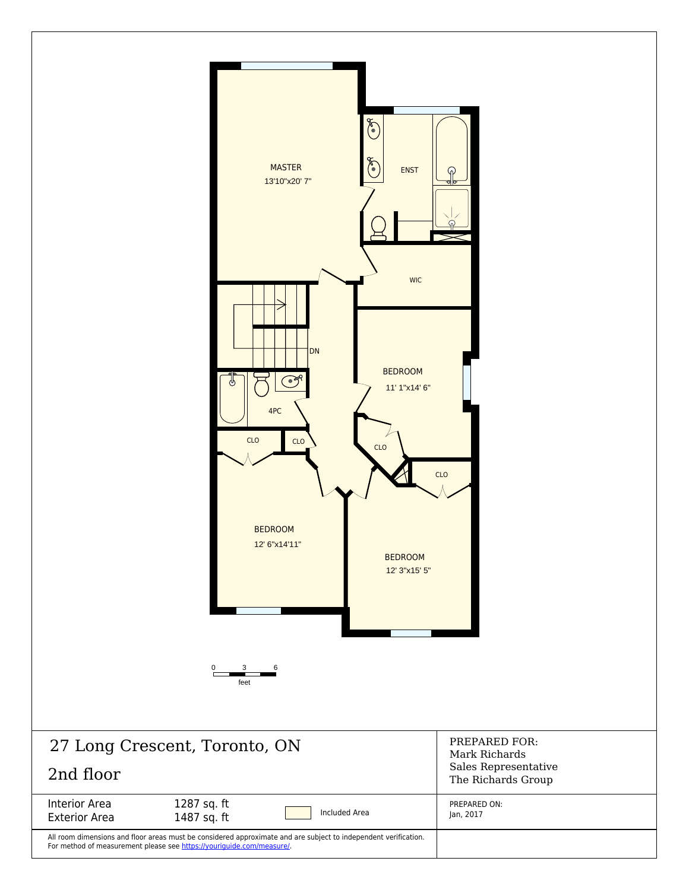MASTER
13'10"x20' 7"

ENST

WIC

DN

BEDROOM
11' 1"x14' 6"

4PC

CLO

CLO

CLO

CLO

BEDROOM
12' 6"x14'11"

BEDROOM
12' 3"x15' 5"

0 3 6
feet

# 27 Long Crescent, Toronto, ON

## 2nd floor

PREPARED FOR:
Mark Richards
Sales Representative
The Richards Group

| | | |
|---|---|---|
| Interior Area | 1287 sq. ft | Included Area |
| Exterior Area | 1487 sq. ft | |

PREPARED ON:
Jan, 2017

All room dimensions and floor areas must be considered approximate and are subject to independent verification.
For method of measurement please see https://youriguide.com/measure/.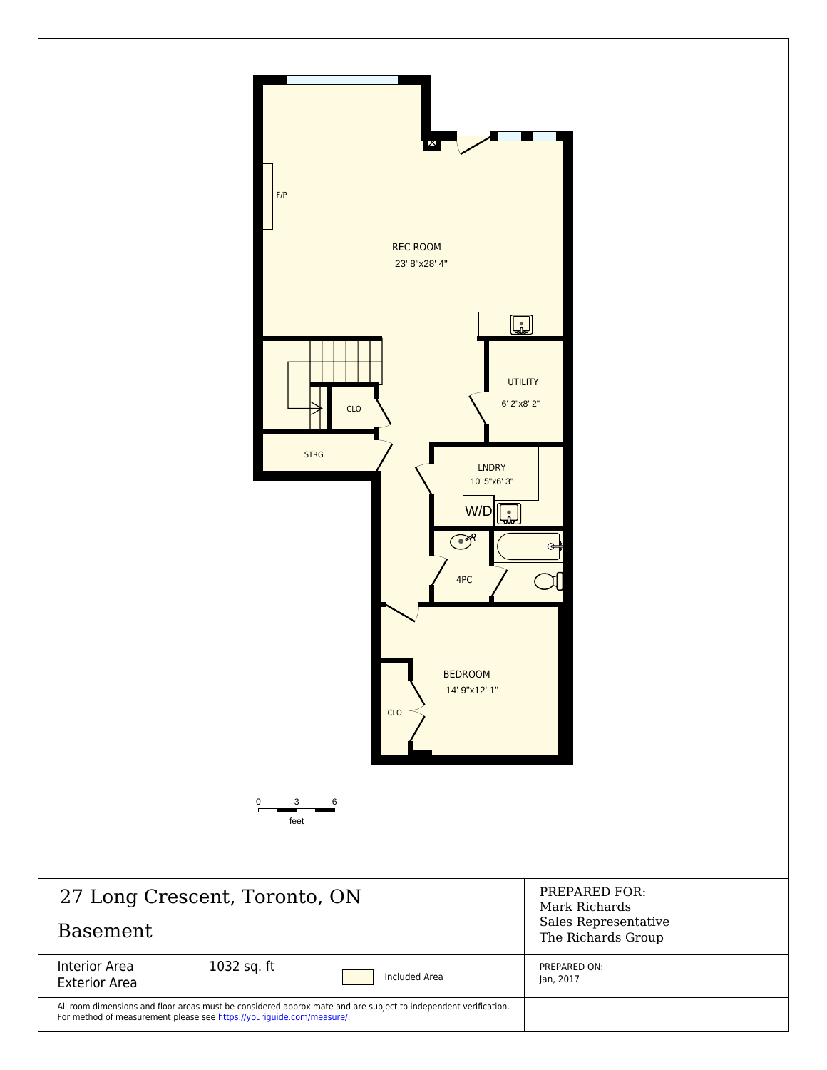REC ROOM
23' 8"x28' 4"

F/P

UTILITY
6' 2"x8' 2"

CLO

STRG

LNDRY
10' 5"x6' 3"

W/D

4PC

BEDROOM
14' 9"x12' 1"

CLO

0 3 6
feet

# 27 Long Crescent, Toronto, ON

## Basement

| | | |
|---|---|---|
| Interior Area | 1032 sq. ft | Included Area |
| Exterior Area | | |

PREPARED FOR:
Mark Richards
Sales Representative
The Richards Group

PREPARED ON:
Jan, 2017

All room dimensions and floor areas must be considered approximate and are subject to independent verification.
For method of measurement please see https://youriguide.com/measure/.